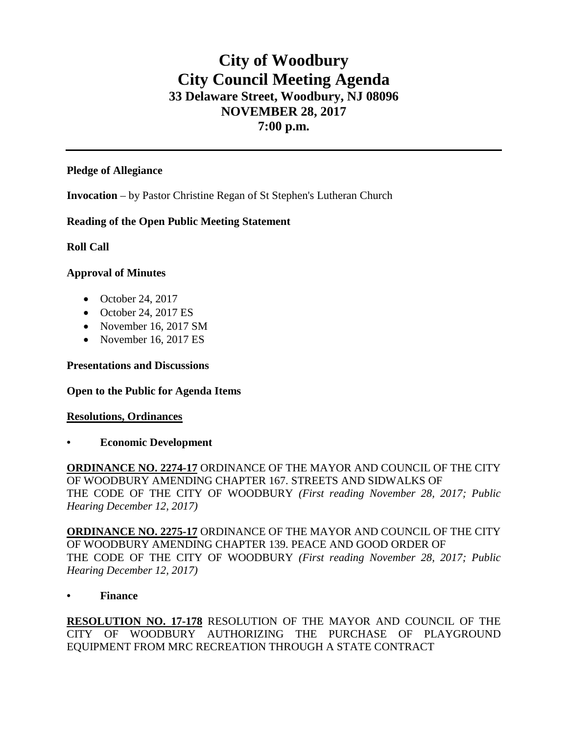# City of Woodbury
# City Council Meeting Agenda
## 33 Delaware Street, Woodbury, NJ 08096
## NOVEMBER 28, 2017
## 7:00 p.m.

---

**Pledge of Allegiance**

**Invocation** – by Pastor Christine Regan of St Stephen's Lutheran Church

**Reading of the Open Public Meeting Statement**

**Roll Call**

**Approval of Minutes**

- October 24, 2017
- October 24, 2017 ES
- November 16, 2017 SM
- November 16, 2017 ES

**Presentations and Discussions**

**Open to the Public for Agenda Items**

**Resolutions, Ordinances**

- **Economic Development**

**ORDINANCE NO. 2274-17** ORDINANCE OF THE MAYOR AND COUNCIL OF THE CITY OF WOODBURY AMENDING CHAPTER 167. STREETS AND SIDWALKS OF THE CODE OF THE CITY OF WOODBURY *(First reading November 28, 2017; Public Hearing December 12, 2017)*

**ORDINANCE NO. 2275-17** ORDINANCE OF THE MAYOR AND COUNCIL OF THE CITY OF WOODBURY AMENDING CHAPTER 139. PEACE AND GOOD ORDER OF THE CODE OF THE CITY OF WOODBURY *(First reading November 28, 2017; Public Hearing December 12, 2017)*

- **Finance**

**RESOLUTION NO. 17-178** RESOLUTION OF THE MAYOR AND COUNCIL OF THE CITY OF WOODBURY AUTHORIZING THE PURCHASE OF PLAYGROUND EQUIPMENT FROM MRC RECREATION THROUGH A STATE CONTRACT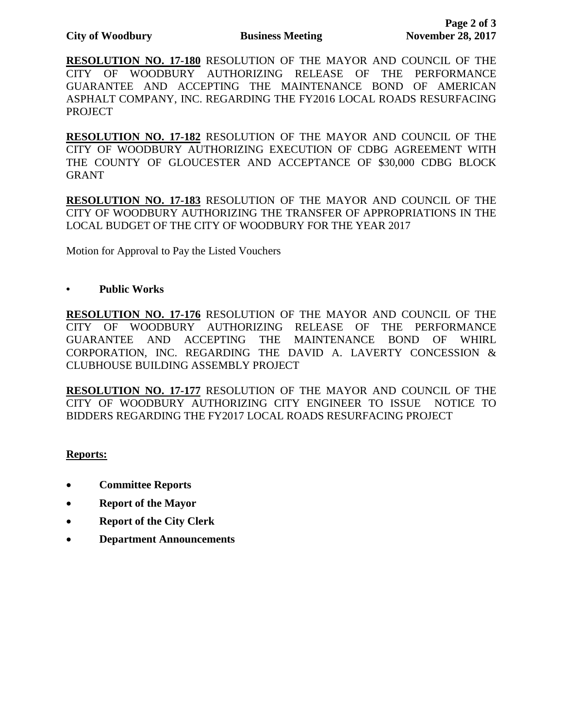**RESOLUTION NO. 17-180** RESOLUTION OF THE MAYOR AND COUNCIL OF THE CITY OF WOODBURY AUTHORIZING RELEASE OF THE PERFORMANCE GUARANTEE AND ACCEPTING THE MAINTENANCE BOND OF AMERICAN ASPHALT COMPANY, INC. REGARDING THE FY2016 LOCAL ROADS RESURFACING PROJECT

**RESOLUTION NO. 17-182** RESOLUTION OF THE MAYOR AND COUNCIL OF THE CITY OF WOODBURY AUTHORIZING EXECUTION OF CDBG AGREEMENT WITH THE COUNTY OF GLOUCESTER AND ACCEPTANCE OF $30,000 CDBG BLOCK GRANT

**RESOLUTION NO. 17-183** RESOLUTION OF THE MAYOR AND COUNCIL OF THE CITY OF WOODBURY AUTHORIZING THE TRANSFER OF APPROPRIATIONS IN THE LOCAL BUDGET OF THE CITY OF WOODBURY FOR THE YEAR 2017

Motion for Approval to Pay the Listed Vouchers

- **Public Works**

**RESOLUTION NO. 17-176** RESOLUTION OF THE MAYOR AND COUNCIL OF THE CITY OF WOODBURY AUTHORIZING RELEASE OF THE PERFORMANCE GUARANTEE AND ACCEPTING THE MAINTENANCE BOND OF WHIRL CORPORATION, INC. REGARDING THE DAVID A. LAVERTY CONCESSION & CLUBHOUSE BUILDING ASSEMBLY PROJECT

**RESOLUTION NO. 17-177** RESOLUTION OF THE MAYOR AND COUNCIL OF THE CITY OF WOODBURY AUTHORIZING CITY ENGINEER TO ISSUE NOTICE TO BIDDERS REGARDING THE FY2017 LOCAL ROADS RESURFACING PROJECT

**Reports:**

- **Committee Reports**
- **Report of the Mayor**
- **Report of the City Clerk**
- **Department Announcements**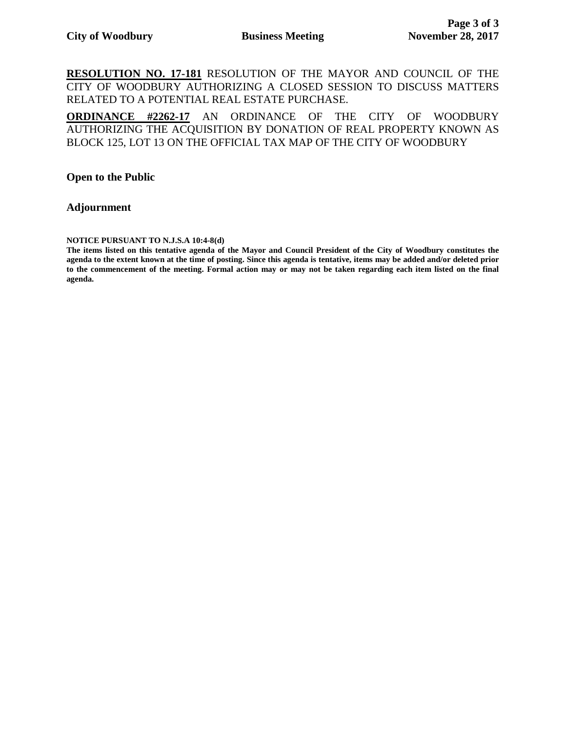**RESOLUTION NO. 17-181** RESOLUTION OF THE MAYOR AND COUNCIL OF THE CITY OF WOODBURY AUTHORIZING A CLOSED SESSION TO DISCUSS MATTERS RELATED TO A POTENTIAL REAL ESTATE PURCHASE.

**ORDINANCE #2262-17** AN ORDINANCE OF THE CITY OF WOODBURY AUTHORIZING THE ACQUISITION BY DONATION OF REAL PROPERTY KNOWN AS BLOCK 125, LOT 13 ON THE OFFICIAL TAX MAP OF THE CITY OF WOODBURY

## Open to the Public

## Adjournment

**NOTICE PURSUANT TO N.J.S.A 10:4-8(d)**

**The items listed on this tentative agenda of the Mayor and Council President of the City of Woodbury constitutes the agenda to the extent known at the time of posting. Since this agenda is tentative, items may be added and/or deleted prior to the commencement of the meeting. Formal action may or may not be taken regarding each item listed on the final agenda.**